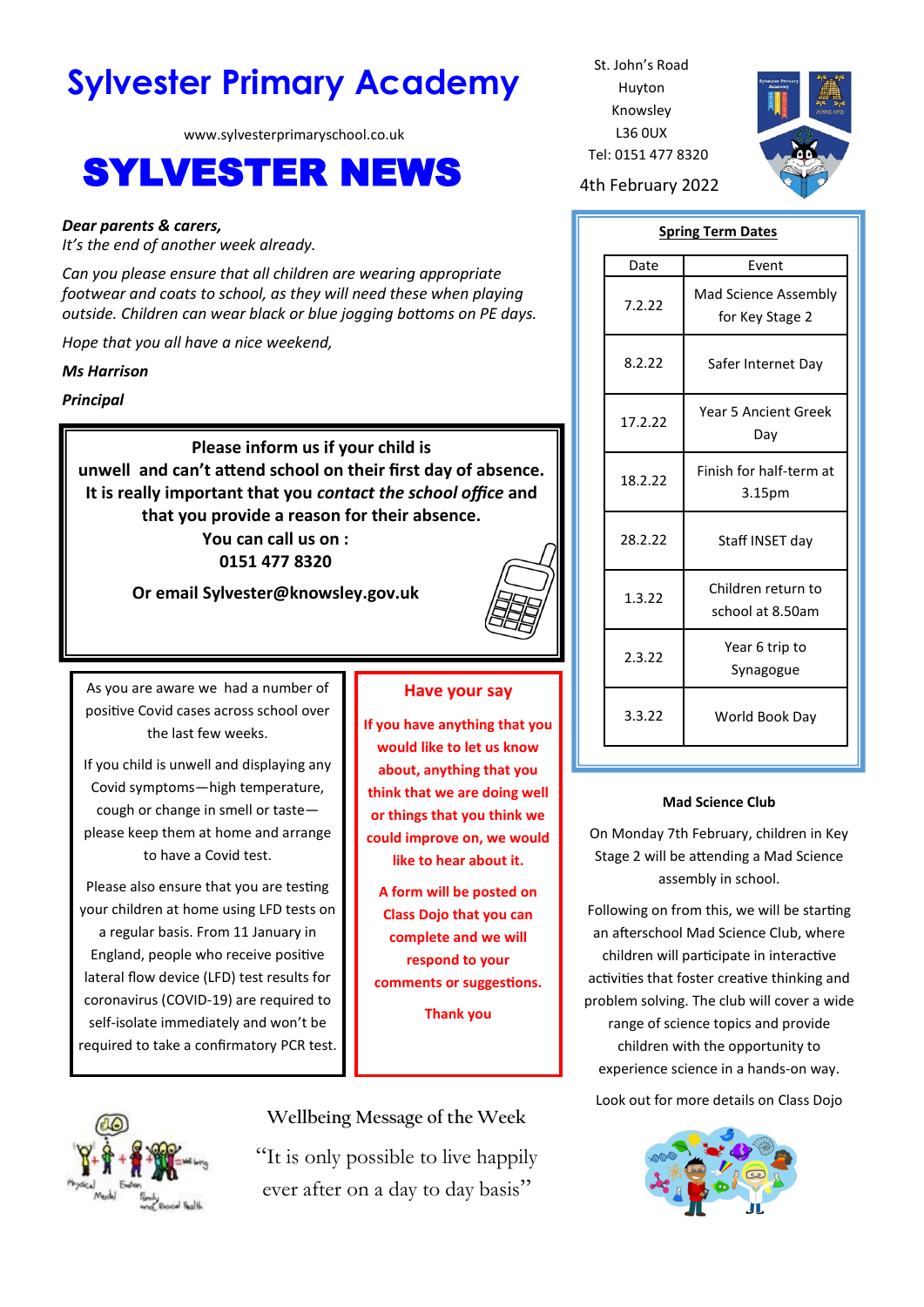# Sylvester Primary Academy

www.sylvesterprimaryschool.co.uk

# SYLVESTER NEWS

St. John's Road
Huyton
Knowsley
L36 0UX
Tel: 0151 477 8320

4th February 2022

***Dear parents & carers,***
*It's the end of another week already.*

*Can you please ensure that all children are wearing appropriate footwear and coats to school, as they will need these when playing outside. Children can wear black or blue jogging bottoms on PE days.*

*Hope that you all have a nice weekend,*

***Ms Harrison***

***Principal***

**Please inform us if your child is unwell and can't attend school on their first day of absence. It is really important that you *contact the school office* and that you provide a reason for their absence.**
**You can call us on :**
**0151 477 8320**

**Or email Sylvester@knowsley.gov.uk**

As you are aware we had a number of positive Covid cases across school over the last few weeks.

If you child is unwell and displaying any Covid symptoms—high temperature, cough or change in smell or taste—please keep them at home and arrange to have a Covid test.

Please also ensure that you are testing your children at home using LFD tests on a regular basis. From 11 January in England, people who receive positive lateral flow device (LFD) test results for coronavirus (COVID-19) are required to self-isolate immediately and won't be required to take a confirmatory PCR test.

## Have your say

**If you have anything that you would like to let us know about, anything that you think that we are doing well or things that you think we could improve on, we would like to hear about it.**

**A form will be posted on Class Dojo that you can complete and we will respond to your comments or suggestions.**

**Thank you**

### Spring Term Dates

| Date | Event |
|---|---|
| 7.2.22 | Mad Science Assembly for Key Stage 2 |
| 8.2.22 | Safer Internet Day |
| 17.2.22 | Year 5 Ancient Greek Day |
| 18.2.22 | Finish for half-term at 3.15pm |
| 28.2.22 | Staff INSET day |
| 1.3.22 | Children return to school at 8.50am |
| 2.3.22 | Year 6 trip to Synagogue |
| 3.3.22 | World Book Day |

### Mad Science Club

On Monday 7th February, children in Key Stage 2 will be attending a Mad Science assembly in school.

Following on from this, we will be starting an afterschool Mad Science Club, where children will participate in interactive activities that foster creative thinking and problem solving. The club will cover a wide range of science topics and provide children with the opportunity to experience science in a hands-on way.

Look out for more details on Class Dojo

### Wellbeing Message of the Week

"It is only possible to live happily ever after on a day to day basis"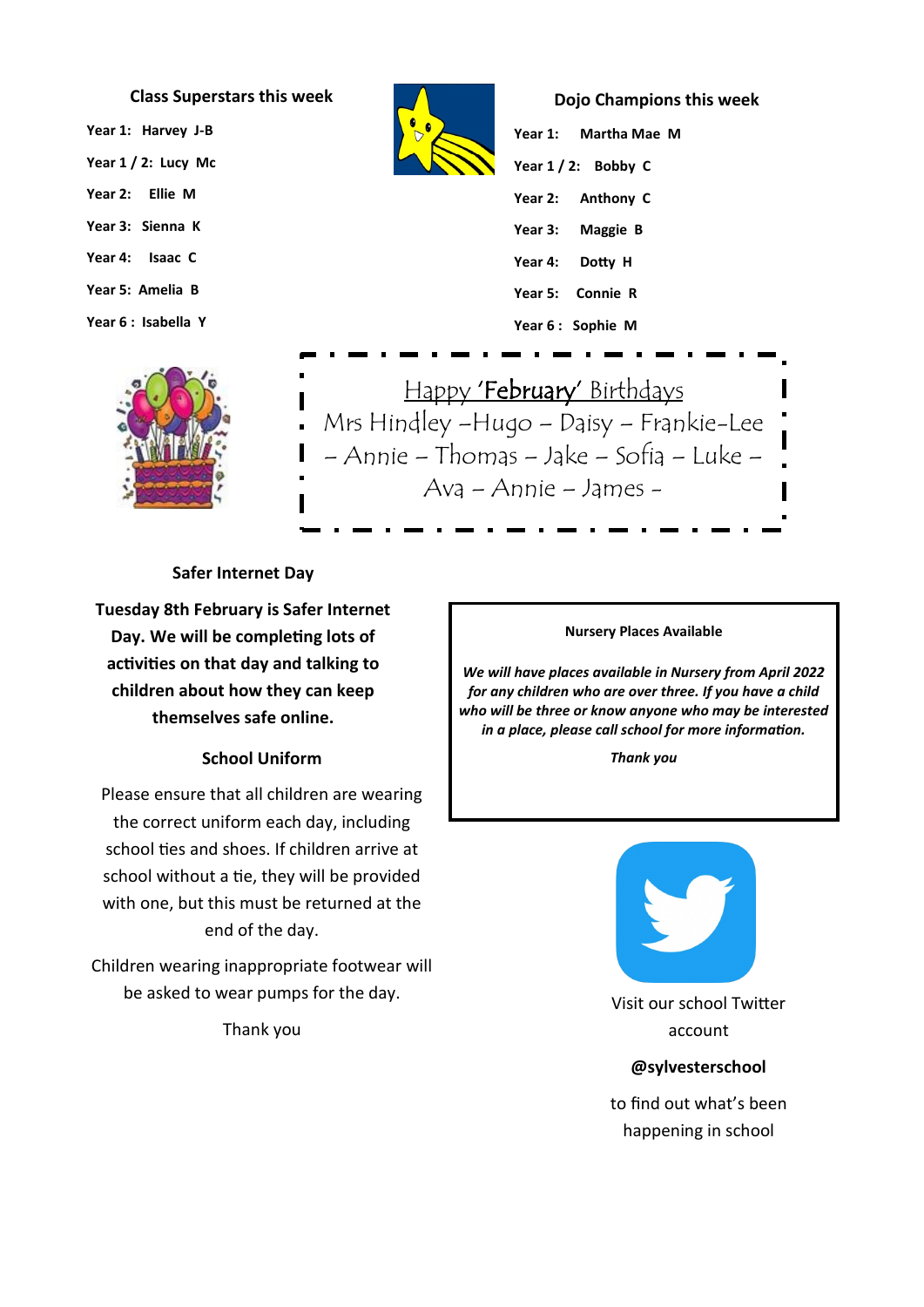## Class Superstars this week

**Year 1: Harvey J-B**

**Year 1 / 2: Lucy Mc**

**Year 2: Ellie M**

**Year 3: Sienna K**

**Year 4: Isaac C**

**Year 5: Amelia B**

**Year 6 : Isabella Y**

## Dojo Champions this week

**Year 1: Martha Mae M**

**Year 1 / 2: Bobby C**

**Year 2: Anthony C**

**Year 3: Maggie B**

**Year 4: Dotty H**

**Year 5: Connie R**

**Year 6 : Sophie M**

Happy '**February**' Birthdays

Mrs Hindley –Hugo – Daisy – Frankie-Lee – Annie – Thomas – Jake – Sofia – Luke – Ava – Annie – James -

### Safer Internet Day

**Tuesday 8th February is Safer Internet Day. We will be completing lots of activities on that day and talking to children about how they can keep themselves safe online.**

### School Uniform

Please ensure that all children are wearing the correct uniform each day, including school ties and shoes. If children arrive at school without a tie, they will be provided with one, but this must be returned at the end of the day.

Children wearing inappropriate footwear will be asked to wear pumps for the day.

Thank you

### Nursery Places Available

***We will have places available in Nursery from April 2022 for any children who are over three. If you have a child who will be three or know anyone who may be interested in a place, please call school for more information.***

***Thank you***

Visit our school Twitter account

**@sylvesterschool**

to find out what's been happening in school